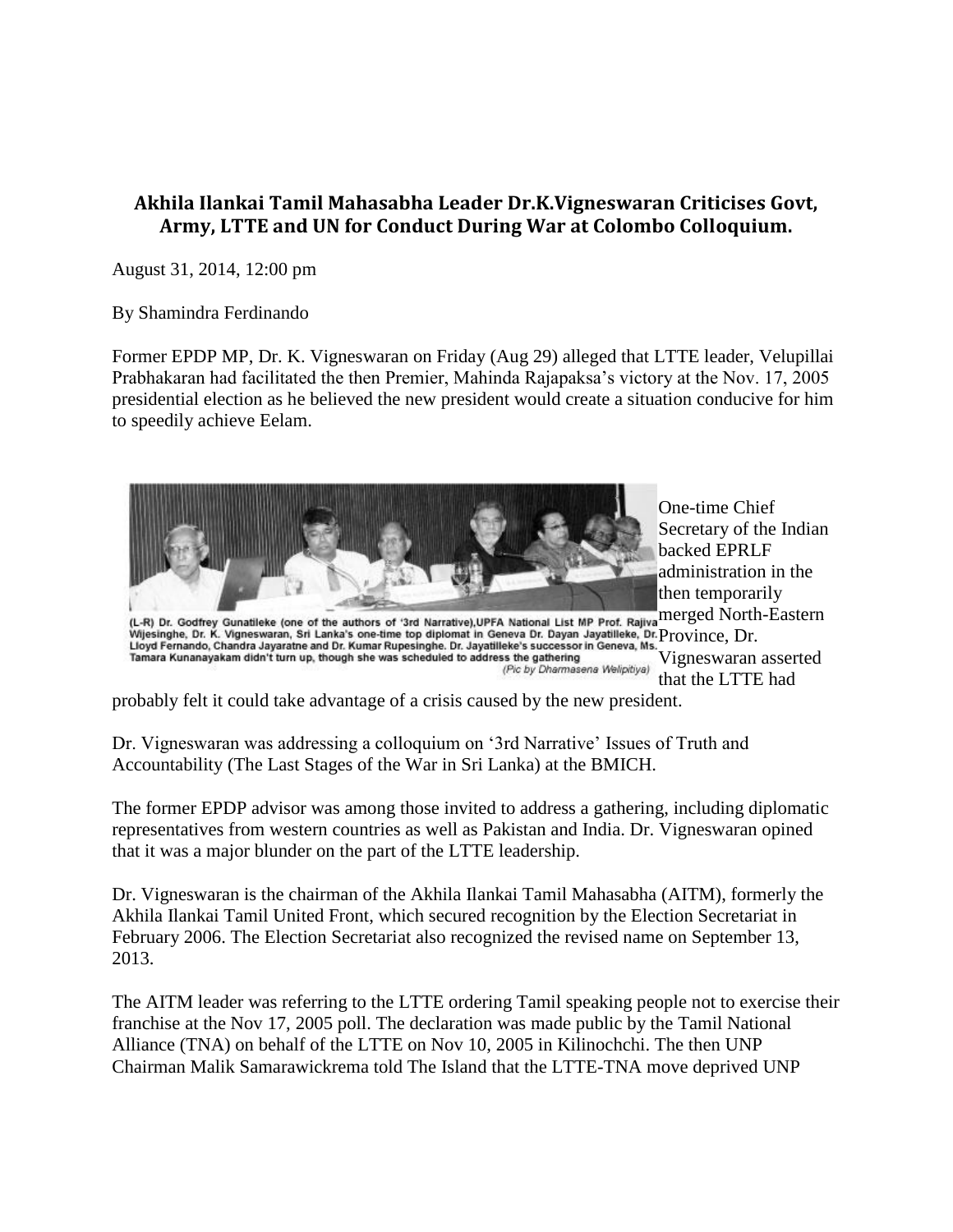**Akhila Ilankai Tamil Mahasabha Leader Dr.K.Vigneswaran Criticises Govt, Army, LTTE and UN for Conduct During War at Colombo Colloquium.**

August 31, 2014, 12:00 pm

By Shamindra Ferdinando

Former EPDP MP, Dr. K. Vigneswaran on Friday (Aug 29) alleged that LTTE leader, Velupillai Prabhakaran had facilitated the then Premier, Mahinda Rajapaksa's victory at the Nov. 17, 2005 presidential election as he believed the new president would create a situation conducive for him to speedily achieve Eelam.

(L-R) Dr. Godfrey Gunatileke (one of the authors of '3rd Narrative),UPFA National List MP Prof. Rajiva Wijesinghe, Dr. K. Vigneswaran, Sri Lanka's one-time top diplomat in Geneva Dr. Dayan Jayatilleke, Dr. Lloyd Fernando, Chandra Jayaratne and Dr. Kumar Rupesinghe. Dr. Jayatilleke's successor in Geneva, Ms. Tamara Kunanayakam didn't turn up, though she was scheduled to address the gathering (Pic by Dharmasena Welipitiya)

One-time Chief Secretary of the Indian backed EPRLF administration in the then temporarily merged North-Eastern Province, Dr. Vigneswaran asserted that the LTTE had probably felt it could take advantage of a crisis caused by the new president.

Dr. Vigneswaran was addressing a colloquium on '3rd Narrative' Issues of Truth and Accountability (The Last Stages of the War in Sri Lanka) at the BMICH.

The former EPDP advisor was among those invited to address a gathering, including diplomatic representatives from western countries as well as Pakistan and India. Dr. Vigneswaran opined that it was a major blunder on the part of the LTTE leadership.

Dr. Vigneswaran is the chairman of the Akhila Ilankai Tamil Mahasabha (AITM), formerly the Akhila Ilankai Tamil United Front, which secured recognition by the Election Secretariat in February 2006. The Election Secretariat also recognized the revised name on September 13, 2013.

The AITM leader was referring to the LTTE ordering Tamil speaking people not to exercise their franchise at the Nov 17, 2005 poll. The declaration was made public by the Tamil National Alliance (TNA) on behalf of the LTTE on Nov 10, 2005 in Kilinochchi. The then UNP Chairman Malik Samarawickrema told The Island that the LTTE-TNA move deprived UNP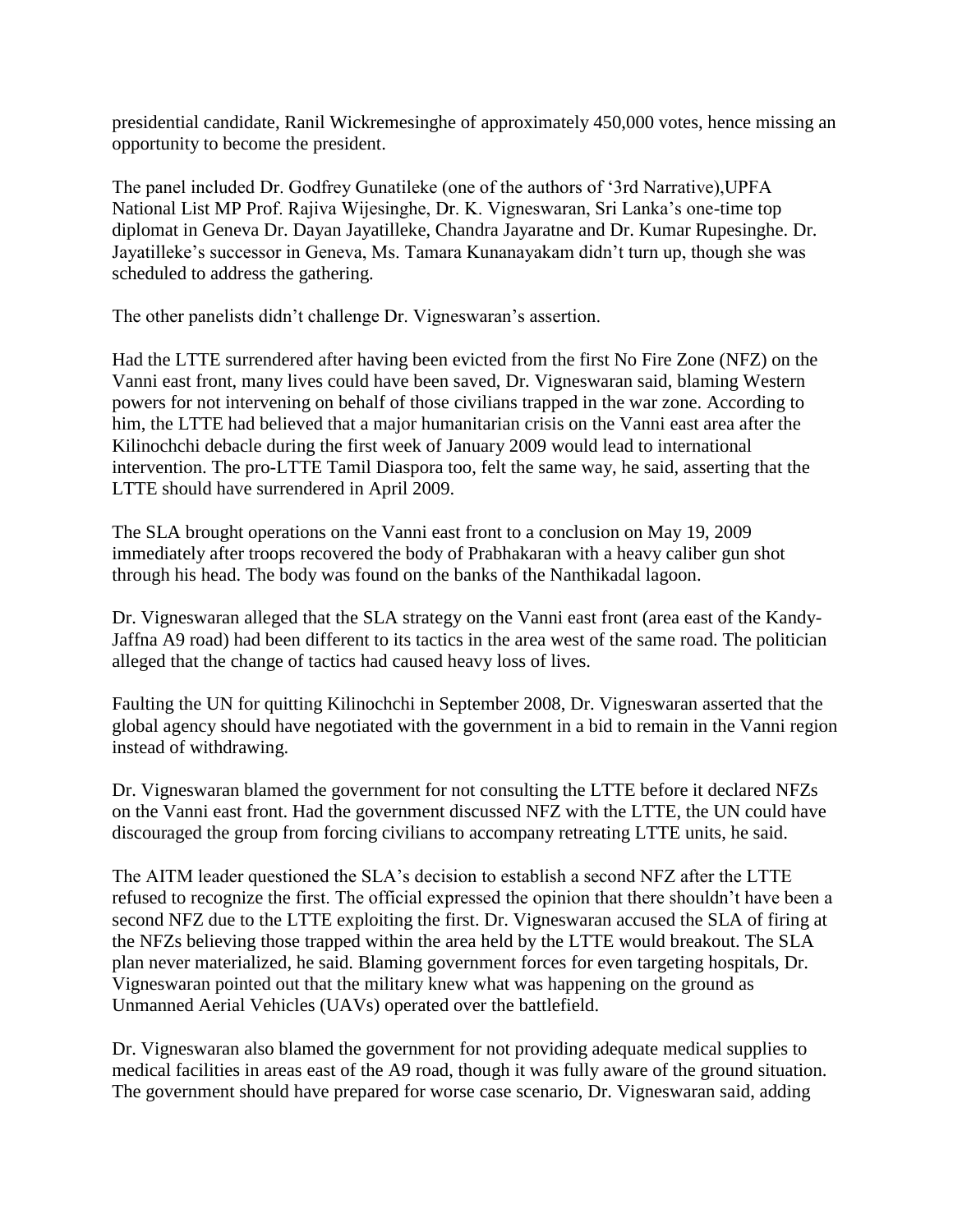presidential candidate, Ranil Wickremesinghe of approximately 450,000 votes, hence missing an opportunity to become the president.

The panel included Dr. Godfrey Gunatileke (one of the authors of '3rd Narrative),UPFA National List MP Prof. Rajiva Wijesinghe, Dr. K. Vigneswaran, Sri Lanka's one-time top diplomat in Geneva Dr. Dayan Jayatilleke, Chandra Jayaratne and Dr. Kumar Rupesinghe. Dr. Jayatilleke's successor in Geneva, Ms. Tamara Kunanayakam didn't turn up, though she was scheduled to address the gathering.

The other panelists didn't challenge Dr. Vigneswaran's assertion.

Had the LTTE surrendered after having been evicted from the first No Fire Zone (NFZ) on the Vanni east front, many lives could have been saved, Dr. Vigneswaran said, blaming Western powers for not intervening on behalf of those civilians trapped in the war zone. According to him, the LTTE had believed that a major humanitarian crisis on the Vanni east area after the Kilinochchi debacle during the first week of January 2009 would lead to international intervention. The pro-LTTE Tamil Diaspora too, felt the same way, he said, asserting that the LTTE should have surrendered in April 2009.

The SLA brought operations on the Vanni east front to a conclusion on May 19, 2009 immediately after troops recovered the body of Prabhakaran with a heavy caliber gun shot through his head. The body was found on the banks of the Nanthikadal lagoon.

Dr. Vigneswaran alleged that the SLA strategy on the Vanni east front (area east of the Kandy-Jaffna A9 road) had been different to its tactics in the area west of the same road. The politician alleged that the change of tactics had caused heavy loss of lives.

Faulting the UN for quitting Kilinochchi in September 2008, Dr. Vigneswaran asserted that the global agency should have negotiated with the government in a bid to remain in the Vanni region instead of withdrawing.

Dr. Vigneswaran blamed the government for not consulting the LTTE before it declared NFZs on the Vanni east front. Had the government discussed NFZ with the LTTE, the UN could have discouraged the group from forcing civilians to accompany retreating LTTE units, he said.

The AITM leader questioned the SLA's decision to establish a second NFZ after the LTTE refused to recognize the first. The official expressed the opinion that there shouldn't have been a second NFZ due to the LTTE exploiting the first. Dr. Vigneswaran accused the SLA of firing at the NFZs believing those trapped within the area held by the LTTE would breakout. The SLA plan never materialized, he said. Blaming government forces for even targeting hospitals, Dr. Vigneswaran pointed out that the military knew what was happening on the ground as Unmanned Aerial Vehicles (UAVs) operated over the battlefield.

Dr. Vigneswaran also blamed the government for not providing adequate medical supplies to medical facilities in areas east of the A9 road, though it was fully aware of the ground situation. The government should have prepared for worse case scenario, Dr. Vigneswaran said, adding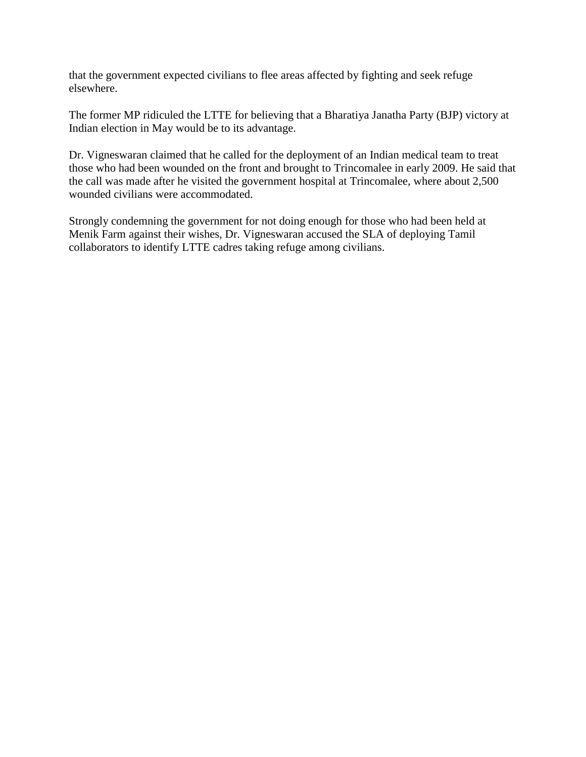that the government expected civilians to flee areas affected by fighting and seek refuge elsewhere.

The former MP ridiculed the LTTE for believing that a Bharatiya Janatha Party (BJP) victory at Indian election in May would be to its advantage.

Dr. Vigneswaran claimed that he called for the deployment of an Indian medical team to treat those who had been wounded on the front and brought to Trincomalee in early 2009. He said that the call was made after he visited the government hospital at Trincomalee, where about 2,500 wounded civilians were accommodated.

Strongly condemning the government for not doing enough for those who had been held at Menik Farm against their wishes, Dr. Vigneswaran accused the SLA of deploying Tamil collaborators to identify LTTE cadres taking refuge among civilians.